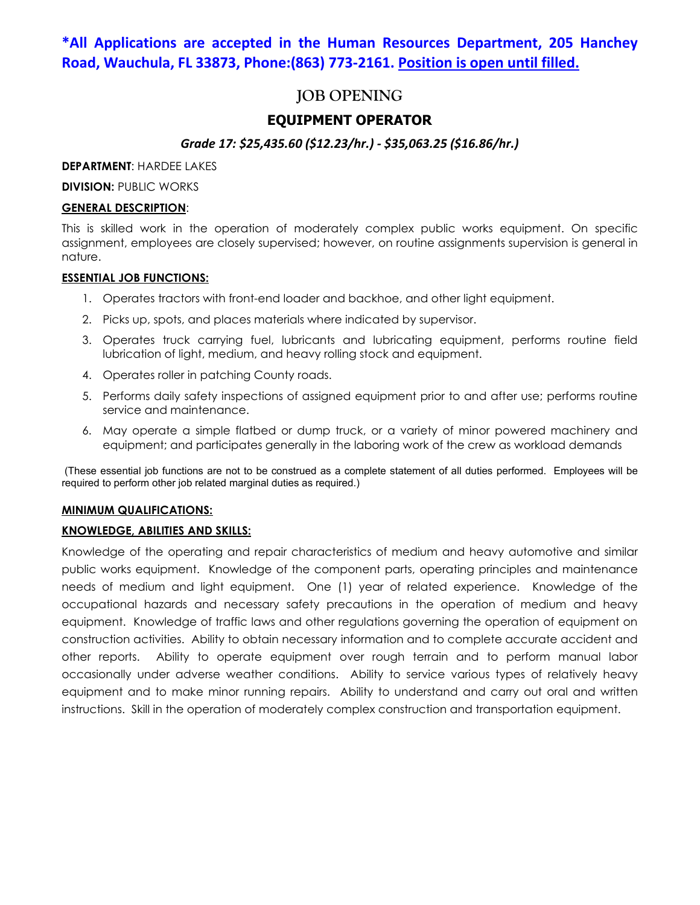**\*All Applications are accepted in the Human Resources Department, 205 Hanchey Road, Wauchula, FL 33873, Phone:(863) 773-2161. Position is open until filled.**

# JOB OPENING

## EQUIPMENT OPERATOR

***Grade 17: $25,435.60 ($12.23/hr.) - $35,063.25 ($16.86/hr.)***

**DEPARTMENT**: HARDEE LAKES

**DIVISION:** PUBLIC WORKS

**GENERAL DESCRIPTION**:

This is skilled work in the operation of moderately complex public works equipment. On specific assignment, employees are closely supervised; however, on routine assignments supervision is general in nature.

**ESSENTIAL JOB FUNCTIONS:**

1. Operates tractors with front-end loader and backhoe, and other light equipment.
2. Picks up, spots, and places materials where indicated by supervisor.
3. Operates truck carrying fuel, lubricants and lubricating equipment, performs routine field lubrication of light, medium, and heavy rolling stock and equipment.
4. Operates roller in patching County roads.
5. Performs daily safety inspections of assigned equipment prior to and after use; performs routine service and maintenance.
6. May operate a simple flatbed or dump truck, or a variety of minor powered machinery and equipment; and participates generally in the laboring work of the crew as workload demands

(These essential job functions are not to be construed as a complete statement of all duties performed. Employees will be required to perform other job related marginal duties as required.)

**MINIMUM QUALIFICATIONS:**

**KNOWLEDGE, ABILITIES AND SKILLS:**

Knowledge of the operating and repair characteristics of medium and heavy automotive and similar public works equipment. Knowledge of the component parts, operating principles and maintenance needs of medium and light equipment. One (1) year of related experience. Knowledge of the occupational hazards and necessary safety precautions in the operation of medium and heavy equipment. Knowledge of traffic laws and other regulations governing the operation of equipment on construction activities. Ability to obtain necessary information and to complete accurate accident and other reports. Ability to operate equipment over rough terrain and to perform manual labor occasionally under adverse weather conditions. Ability to service various types of relatively heavy equipment and to make minor running repairs. Ability to understand and carry out oral and written instructions. Skill in the operation of moderately complex construction and transportation equipment.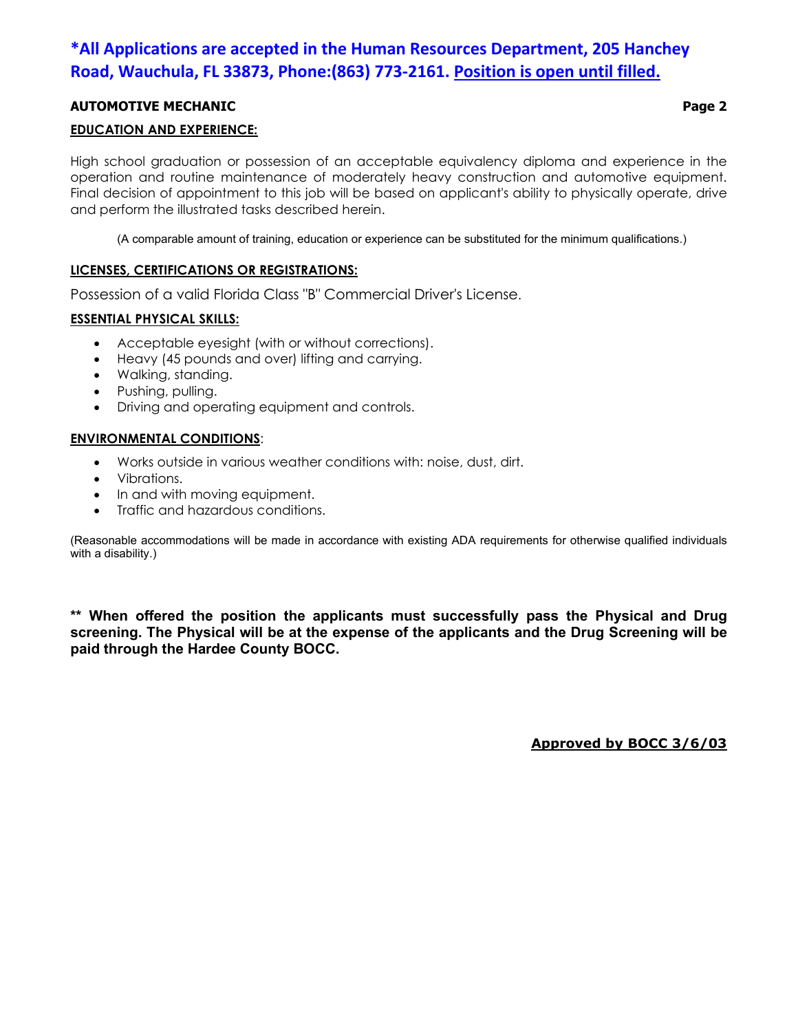**\*All Applications are accepted in the Human Resources Department, 205 Hanchey Road, Wauchula, FL 33873, Phone:(863) 773-2161. Position is open until filled.**

**AUTOMOTIVE MECHANIC**

### EDUCATION AND EXPERIENCE:

High school graduation or possession of an acceptable equivalency diploma and experience in the operation and routine maintenance of moderately heavy construction and automotive equipment. Final decision of appointment to this job will be based on applicant's ability to physically operate, drive and perform the illustrated tasks described herein.

(A comparable amount of training, education or experience can be substituted for the minimum qualifications.)

### LICENSES, CERTIFICATIONS OR REGISTRATIONS:

Possession of a valid Florida Class "B" Commercial Driver's License.

### ESSENTIAL PHYSICAL SKILLS:

- Acceptable eyesight (with or without corrections).
- Heavy (45 pounds and over) lifting and carrying.
- Walking, standing.
- Pushing, pulling.
- Driving and operating equipment and controls.

### ENVIRONMENTAL CONDITIONS:

- Works outside in various weather conditions with: noise, dust, dirt.
- Vibrations.
- In and with moving equipment.
- Traffic and hazardous conditions.

(Reasonable accommodations will be made in accordance with existing ADA requirements for otherwise qualified individuals with a disability.)

**\*\* When offered the position the applicants must successfully pass the Physical and Drug screening. The Physical will be at the expense of the applicants and the Drug Screening will be paid through the Hardee County BOCC.**

**Approved by BOCC 3/6/03**